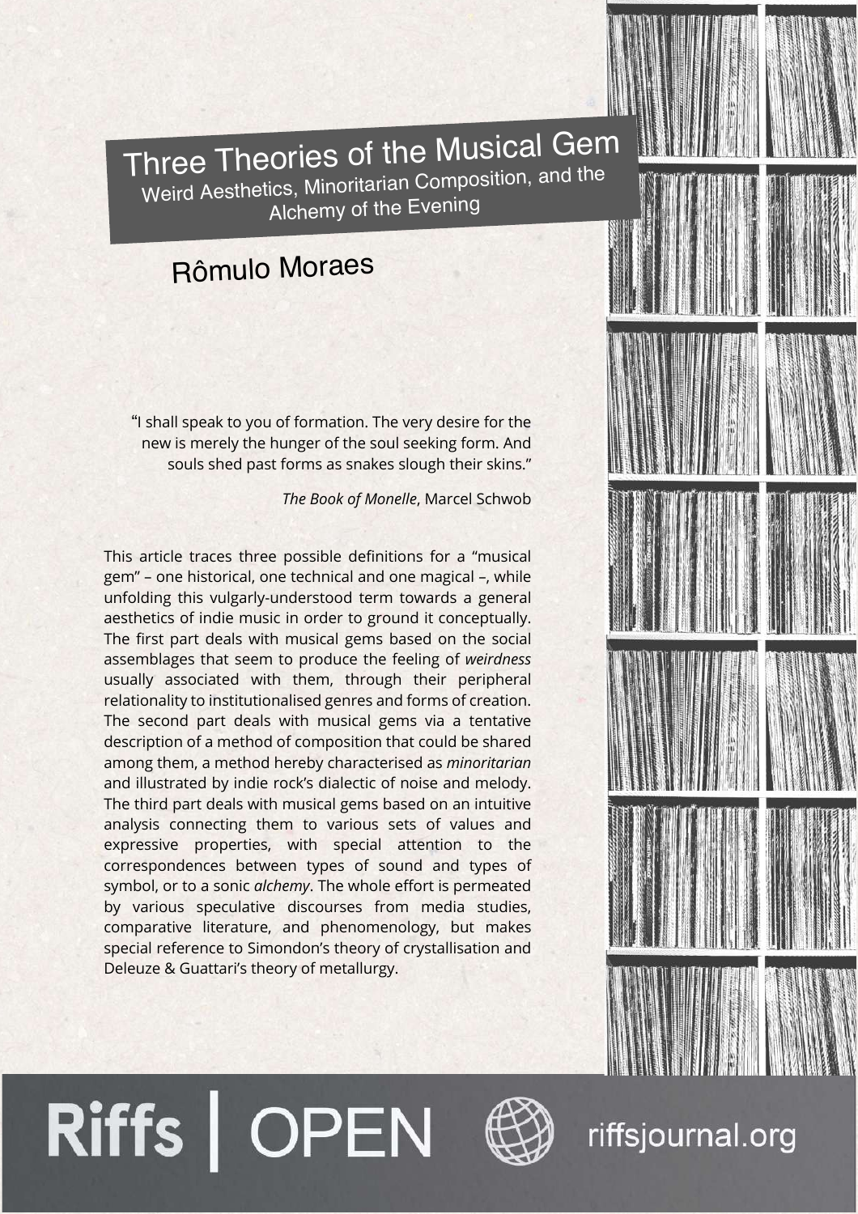# Three Theories of the Musical Gem

## Weird Aesthetics, Minoritarian Composition, and the Alchemy of the Evening

### Rômulo Moraes

> "I shall speak to you of formation. The very desire for the new is merely the hunger of the soul seeking form. And souls shed past forms as snakes slough their skins."
>
> *The Book of Monelle*, Marcel Schwob

This article traces three possible definitions for a "musical gem" – one historical, one technical and one magical –, while unfolding this vulgarly-understood term towards a general aesthetics of indie music in order to ground it conceptually. The first part deals with musical gems based on the social assemblages that seem to produce the feeling of *weirdness* usually associated with them, through their peripheral relationality to institutionalised genres and forms of creation. The second part deals with musical gems via a tentative description of a method of composition that could be shared among them, a method hereby characterised as *minoritarian* and illustrated by indie rock's dialectic of noise and melody. The third part deals with musical gems based on an intuitive analysis connecting them to various sets of values and expressive properties, with special attention to the correspondences between types of sound and types of symbol, or to a sonic *alchemy*. The whole effort is permeated by various speculative discourses from media studies, comparative literature, and phenomenology, but makes special reference to Simondon's theory of crystallisation and Deleuze & Guattari's theory of metallurgy.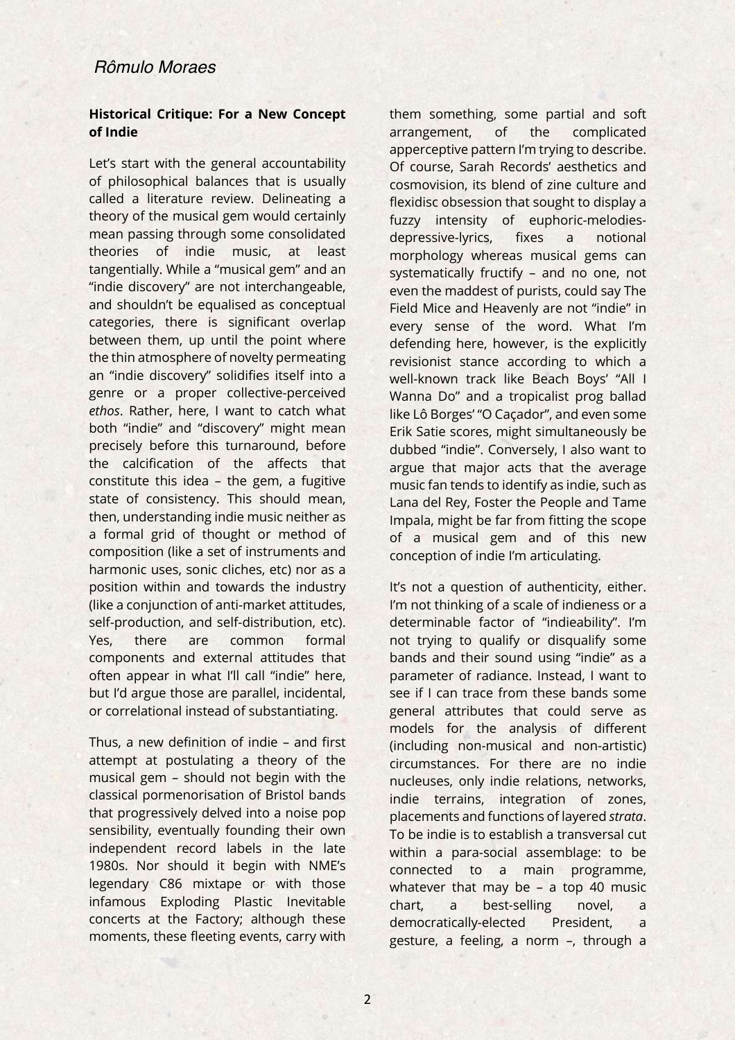## Historical Critique: For a New Concept of Indie

Let's start with the general accountability of philosophical balances that is usually called a literature review. Delineating a theory of the musical gem would certainly mean passing through some consolidated theories of indie music, at least tangentially. While a "musical gem" and an "indie discovery" are not interchangeable, and shouldn't be equalised as conceptual categories, there is significant overlap between them, up until the point where the thin atmosphere of novelty permeating an "indie discovery" solidifies itself into a genre or a proper collective-perceived *ethos*. Rather, here, I want to catch what both "indie" and "discovery" might mean precisely before this turnaround, before the calcification of the affects that constitute this idea – the gem, a fugitive state of consistency. This should mean, then, understanding indie music neither as a formal grid of thought or method of composition (like a set of instruments and harmonic uses, sonic cliches, etc) nor as a position within and towards the industry (like a conjunction of anti-market attitudes, self-production, and self-distribution, etc). Yes, there are common formal components and external attitudes that often appear in what I'll call "indie" here, but I'd argue those are parallel, incidental, or correlational instead of substantiating.

Thus, a new definition of indie – and first attempt at postulating a theory of the musical gem – should not begin with the classical pormenorisation of Bristol bands that progressively delved into a noise pop sensibility, eventually founding their own independent record labels in the late 1980s. Nor should it begin with NME's legendary C86 mixtape or with those infamous Exploding Plastic Inevitable concerts at the Factory; although these moments, these fleeting events, carry with them something, some partial and soft arrangement, of the complicated apperceptive pattern I'm trying to describe. Of course, Sarah Records' aesthetics and cosmovision, its blend of zine culture and flexidisc obsession that sought to display a fuzzy intensity of euphoric-melodies-depressive-lyrics, fixes a notional morphology whereas musical gems can systematically fructify – and no one, not even the maddest of purists, could say The Field Mice and Heavenly are not "indie" in every sense of the word. What I'm defending here, however, is the explicitly revisionist stance according to which a well-known track like Beach Boys' "All I Wanna Do" and a tropicalist prog ballad like Lô Borges' "O Caçador", and even some Erik Satie scores, might simultaneously be dubbed "indie". Conversely, I also want to argue that major acts that the average music fan tends to identify as indie, such as Lana del Rey, Foster the People and Tame Impala, might be far from fitting the scope of a musical gem and of this new conception of indie I'm articulating.

It's not a question of authenticity, either. I'm not thinking of a scale of indieness or a determinable factor of "indieability". I'm not trying to qualify or disqualify some bands and their sound using "indie" as a parameter of radiance. Instead, I want to see if I can trace from these bands some general attributes that could serve as models for the analysis of different (including non-musical and non-artistic) circumstances. For there are no indie nucleuses, only indie relations, networks, indie terrains, integration of zones, placements and functions of layered *strata*. To be indie is to establish a transversal cut within a para-social assemblage: to be connected to a main programme, whatever that may be – a top 40 music chart, a best-selling novel, a democratically-elected President, a gesture, a feeling, a norm –, through a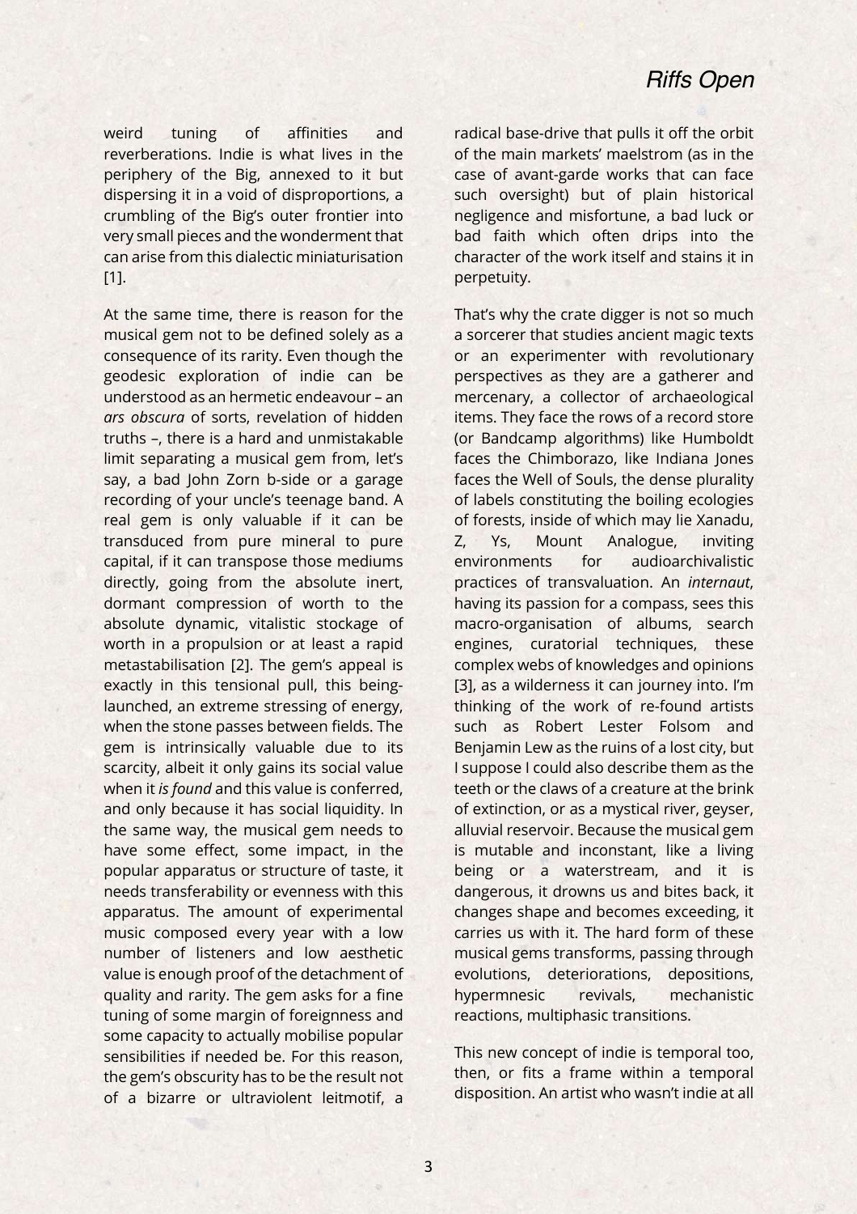weird tuning of affinities and reverberations. Indie is what lives in the periphery of the Big, annexed to it but dispersing it in a void of disproportions, a crumbling of the Big's outer frontier into very small pieces and the wonderment that can arise from this dialectic miniaturisation [1].

At the same time, there is reason for the musical gem not to be defined solely as a consequence of its rarity. Even though the geodesic exploration of indie can be understood as an hermetic endeavour – an *ars obscura* of sorts, revelation of hidden truths –, there is a hard and unmistakable limit separating a musical gem from, let's say, a bad John Zorn b-side or a garage recording of your uncle's teenage band. A real gem is only valuable if it can be transduced from pure mineral to pure capital, if it can transpose those mediums directly, going from the absolute inert, dormant compression of worth to the absolute dynamic, vitalistic stockage of worth in a propulsion or at least a rapid metastabilisation [2]. The gem's appeal is exactly in this tensional pull, this being-launched, an extreme stressing of energy, when the stone passes between fields. The gem is intrinsically valuable due to its scarcity, albeit it only gains its social value when it *is found* and this value is conferred, and only because it has social liquidity. In the same way, the musical gem needs to have some effect, some impact, in the popular apparatus or structure of taste, it needs transferability or evenness with this apparatus. The amount of experimental music composed every year with a low number of listeners and low aesthetic value is enough proof of the detachment of quality and rarity. The gem asks for a fine tuning of some margin of foreignness and some capacity to actually mobilise popular sensibilities if needed be. For this reason, the gem's obscurity has to be the result not of a bizarre or ultraviolent leitmotif, a radical base-drive that pulls it off the orbit of the main markets' maelstrom (as in the case of avant-garde works that can face such oversight) but of plain historical negligence and misfortune, a bad luck or bad faith which often drips into the character of the work itself and stains it in perpetuity.

That's why the crate digger is not so much a sorcerer that studies ancient magic texts or an experimenter with revolutionary perspectives as they are a gatherer and mercenary, a collector of archaeological items. They face the rows of a record store (or Bandcamp algorithms) like Humboldt faces the Chimborazo, like Indiana Jones faces the Well of Souls, the dense plurality of labels constituting the boiling ecologies of forests, inside of which may lie Xanadu, Z, Ys, Mount Analogue, inviting environments for audioarchivalistic practices of transvaluation. An *internaut*, having its passion for a compass, sees this macro-organisation of albums, search engines, curatorial techniques, these complex webs of knowledges and opinions [3], as a wilderness it can journey into. I'm thinking of the work of re-found artists such as Robert Lester Folsom and Benjamin Lew as the ruins of a lost city, but I suppose I could also describe them as the teeth or the claws of a creature at the brink of extinction, or as a mystical river, geyser, alluvial reservoir. Because the musical gem is mutable and inconstant, like a living being or a waterstream, and it is dangerous, it drowns us and bites back, it changes shape and becomes exceeding, it carries us with it. The hard form of these musical gems transforms, passing through evolutions, deteriorations, depositions, hypermnesic revivals, mechanistic reactions, multiphasic transitions.

This new concept of indie is temporal too, then, or fits a frame within a temporal disposition. An artist who wasn't indie at all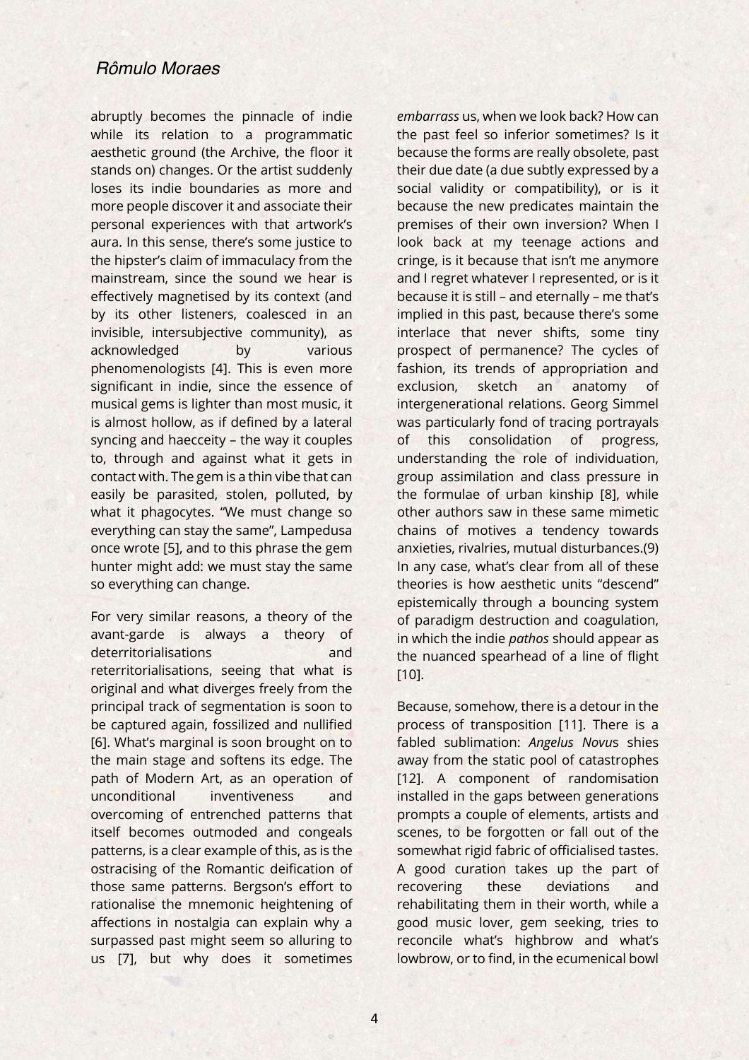abruptly becomes the pinnacle of indie while its relation to a programmatic aesthetic ground (the Archive, the floor it stands on) changes. Or the artist suddenly loses its indie boundaries as more and more people discover it and associate their personal experiences with that artwork's aura. In this sense, there's some justice to the hipster's claim of immaculacy from the mainstream, since the sound we hear is effectively magnetised by its context (and by its other listeners, coalesced in an invisible, intersubjective community), as acknowledged by various phenomenologists [4]. This is even more significant in indie, since the essence of musical gems is lighter than most music, it is almost hollow, as if defined by a lateral syncing and haecceity – the way it couples to, through and against what it gets in contact with. The gem is a thin vibe that can easily be parasited, stolen, polluted, by what it phagocytes. "We must change so everything can stay the same", Lampedusa once wrote [5], and to this phrase the gem hunter might add: we must stay the same so everything can change.

For very similar reasons, a theory of the avant-garde is always a theory of deterritorialisations and reterritorialisations, seeing that what is original and what diverges freely from the principal track of segmentation is soon to be captured again, fossilized and nullified [6]. What's marginal is soon brought on to the main stage and softens its edge. The path of Modern Art, as an operation of unconditional inventiveness and overcoming of entrenched patterns that itself becomes outmoded and congeals patterns, is a clear example of this, as is the ostracising of the Romantic deification of those same patterns. Bergson's effort to rationalise the mnemonic heightening of affections in nostalgia can explain why a surpassed past might seem so alluring to us [7], but why does it sometimes *embarrass* us, when we look back? How can the past feel so inferior sometimes? Is it because the forms are really obsolete, past their due date (a due subtly expressed by a social validity or compatibility), or is it because the new predicates maintain the premises of their own inversion? When I look back at my teenage actions and cringe, is it because that isn't me anymore and I regret whatever I represented, or is it because it is still – and eternally – me that's implied in this past, because there's some interlace that never shifts, some tiny prospect of permanence? The cycles of fashion, its trends of appropriation and exclusion, sketch an anatomy of intergenerational relations. Georg Simmel was particularly fond of tracing portrayals of this consolidation of progress, understanding the role of individuation, group assimilation and class pressure in the formulae of urban kinship [8], while other authors saw in these same mimetic chains of motives a tendency towards anxieties, rivalries, mutual disturbances.(9) In any case, what's clear from all of these theories is how aesthetic units "descend" epistemically through a bouncing system of paradigm destruction and coagulation, in which the indie *pathos* should appear as the nuanced spearhead of a line of flight [10].

Because, somehow, there is a detour in the process of transposition [11]. There is a fabled sublimation: *Angelus Novu*s shies away from the static pool of catastrophes [12]. A component of randomisation installed in the gaps between generations prompts a couple of elements, artists and scenes, to be forgotten or fall out of the somewhat rigid fabric of officialised tastes. A good curation takes up the part of recovering these deviations and rehabilitating them in their worth, while a good music lover, gem seeking, tries to reconcile what's highbrow and what's lowbrow, or to find, in the ecumenical bowl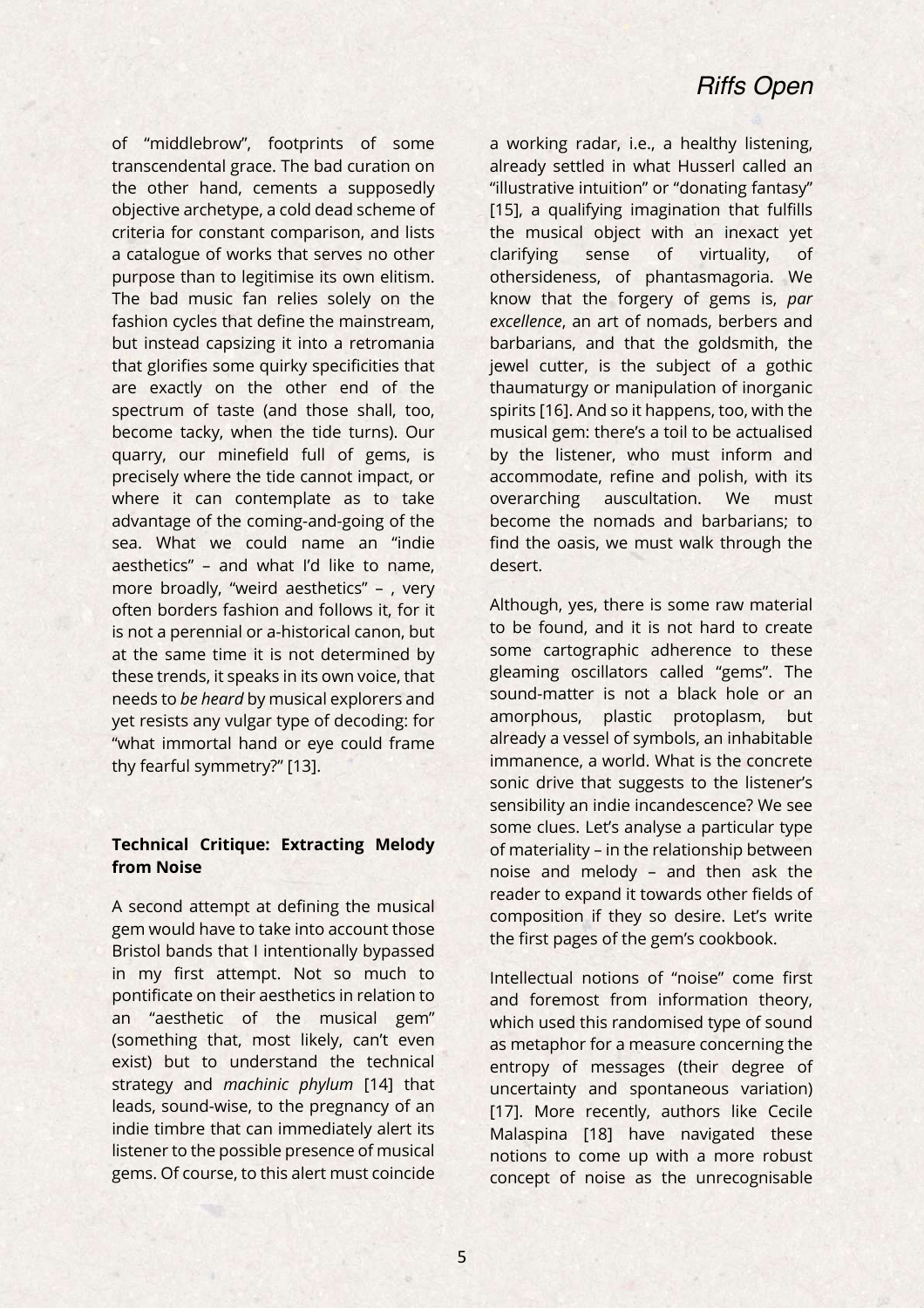of "middlebrow", footprints of some transcendental grace. The bad curation on the other hand, cements a supposedly objective archetype, a cold dead scheme of criteria for constant comparison, and lists a catalogue of works that serves no other purpose than to legitimise its own elitism. The bad music fan relies solely on the fashion cycles that define the mainstream, but instead capsizing it into a retromania that glorifies some quirky specificities that are exactly on the other end of the spectrum of taste (and those shall, too, become tacky, when the tide turns). Our quarry, our minefield full of gems, is precisely where the tide cannot impact, or where it can contemplate as to take advantage of the coming-and-going of the sea. What we could name an "indie aesthetics" – and what I'd like to name, more broadly, "weird aesthetics" – , very often borders fashion and follows it, for it is not a perennial or a-historical canon, but at the same time it is not determined by these trends, it speaks in its own voice, that needs to *be heard* by musical explorers and yet resists any vulgar type of decoding: for "what immortal hand or eye could frame thy fearful symmetry?" [13].

**Technical Critique: Extracting Melody from Noise**

A second attempt at defining the musical gem would have to take into account those Bristol bands that I intentionally bypassed in my first attempt. Not so much to pontificate on their aesthetics in relation to an "aesthetic of the musical gem" (something that, most likely, can't even exist) but to understand the technical strategy and *machinic phylum* [14] that leads, sound-wise, to the pregnancy of an indie timbre that can immediately alert its listener to the possible presence of musical gems. Of course, to this alert must coincide a working radar, i.e., a healthy listening, already settled in what Husserl called an "illustrative intuition" or "donating fantasy" [15], a qualifying imagination that fulfills the musical object with an inexact yet clarifying sense of virtuality, of othersideness, of phantasmagoria. We know that the forgery of gems is, *par excellence*, an art of nomads, berbers and barbarians, and that the goldsmith, the jewel cutter, is the subject of a gothic thaumaturgy or manipulation of inorganic spirits [16]. And so it happens, too, with the musical gem: there's a toil to be actualised by the listener, who must inform and accommodate, refine and polish, with its overarching auscultation. We must become the nomads and barbarians; to find the oasis, we must walk through the desert.

Although, yes, there is some raw material to be found, and it is not hard to create some cartographic adherence to these gleaming oscillators called "gems". The sound-matter is not a black hole or an amorphous, plastic protoplasm, but already a vessel of symbols, an inhabitable immanence, a world. What is the concrete sonic drive that suggests to the listener's sensibility an indie incandescence? We see some clues. Let's analyse a particular type of materiality – in the relationship between noise and melody – and then ask the reader to expand it towards other fields of composition if they so desire. Let's write the first pages of the gem's cookbook.

Intellectual notions of "noise" come first and foremost from information theory, which used this randomised type of sound as metaphor for a measure concerning the entropy of messages (their degree of uncertainty and spontaneous variation) [17]. More recently, authors like Cecile Malaspina [18] have navigated these notions to come up with a more robust concept of noise as the unrecognisable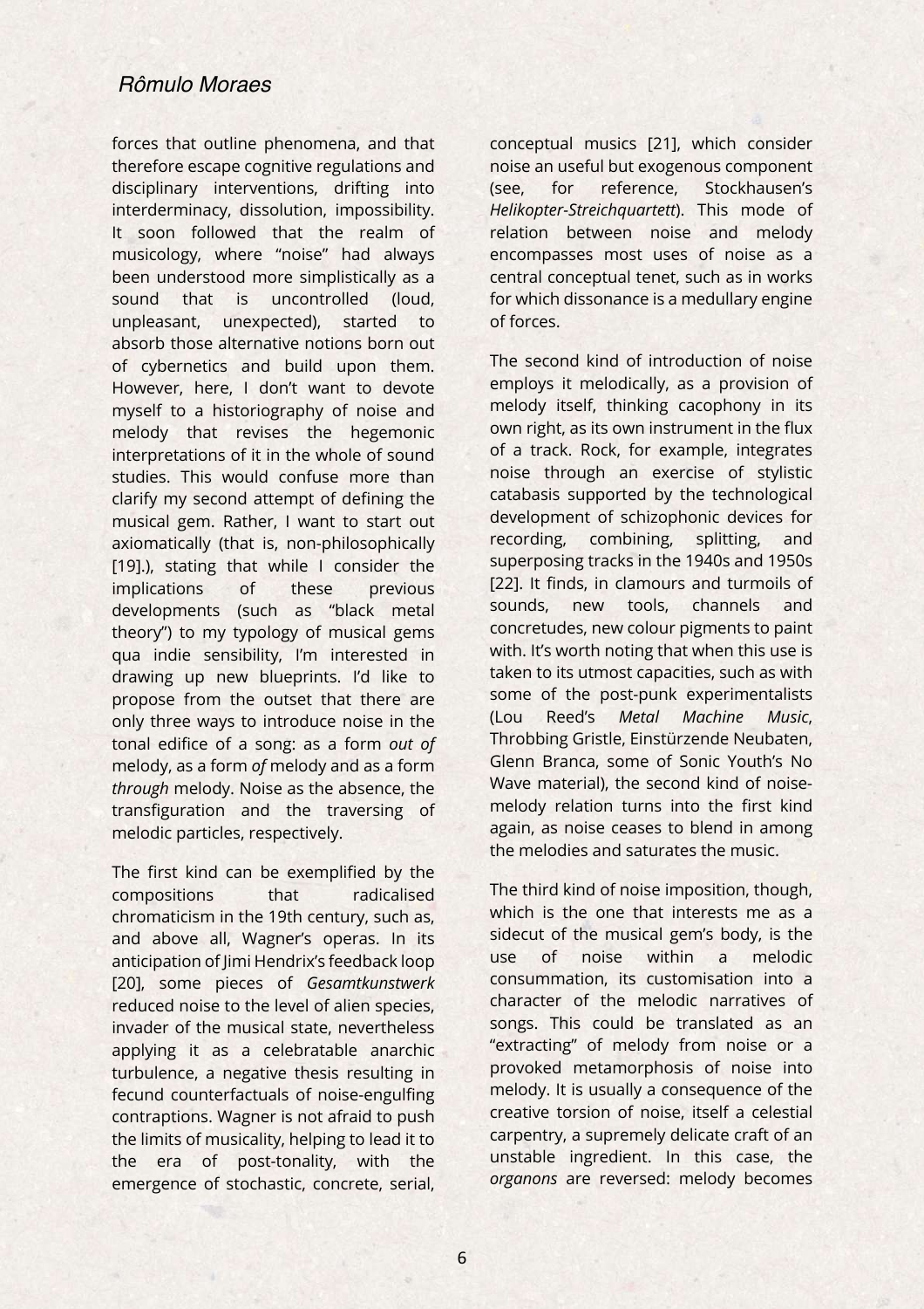forces that outline phenomena, and that therefore escape cognitive regulations and disciplinary interventions, drifting into interderminacy, dissolution, impossibility. It soon followed that the realm of musicology, where "noise" had always been understood more simplistically as a sound that is uncontrolled (loud, unpleasant, unexpected), started to absorb those alternative notions born out of cybernetics and build upon them. However, here, I don't want to devote myself to a historiography of noise and melody that revises the hegemonic interpretations of it in the whole of sound studies. This would confuse more than clarify my second attempt of defining the musical gem. Rather, I want to start out axiomatically (that is, non-philosophically [19].), stating that while I consider the implications of these previous developments (such as "black metal theory") to my typology of musical gems qua indie sensibility, I'm interested in drawing up new blueprints. I'd like to propose from the outset that there are only three ways to introduce noise in the tonal edifice of a song: as a form *out of* melody, as a form *of* melody and as a form *through* melody. Noise as the absence, the transfiguration and the traversing of melodic particles, respectively.

The first kind can be exemplified by the compositions that radicalised chromaticism in the 19th century, such as, and above all, Wagner's operas. In its anticipation of Jimi Hendrix's feedback loop [20], some pieces of *Gesamtkunstwerk* reduced noise to the level of alien species, invader of the musical state, nevertheless applying it as a celebratable anarchic turbulence, a negative thesis resulting in fecund counterfactuals of noise-engulfing contraptions. Wagner is not afraid to push the limits of musicality, helping to lead it to the era of post-tonality, with the emergence of stochastic, concrete, serial, conceptual musics [21], which consider noise an useful but exogenous component (see, for reference, Stockhausen's *Helikopter-Streichquartett*). This mode of relation between noise and melody encompasses most uses of noise as a central conceptual tenet, such as in works for which dissonance is a medullary engine of forces.

The second kind of introduction of noise employs it melodically, as a provision of melody itself, thinking cacophony in its own right, as its own instrument in the flux of a track. Rock, for example, integrates noise through an exercise of stylistic catabasis supported by the technological development of schizophonic devices for recording, combining, splitting, and superposing tracks in the 1940s and 1950s [22]. It finds, in clamours and turmoils of sounds, new tools, channels and concretudes, new colour pigments to paint with. It's worth noting that when this use is taken to its utmost capacities, such as with some of the post-punk experimentalists (Lou Reed's *Metal Machine Music*, Throbbing Gristle, Einstürzende Neubaten, Glenn Branca, some of Sonic Youth's No Wave material), the second kind of noise-melody relation turns into the first kind again, as noise ceases to blend in among the melodies and saturates the music.

The third kind of noise imposition, though, which is the one that interests me as a sidecut of the musical gem's body, is the use of noise within a melodic consummation, its customisation into a character of the melodic narratives of songs. This could be translated as an "extracting" of melody from noise or a provoked metamorphosis of noise into melody. It is usually a consequence of the creative torsion of noise, itself a celestial carpentry, a supremely delicate craft of an unstable ingredient. In this case, the *organons* are reversed: melody becomes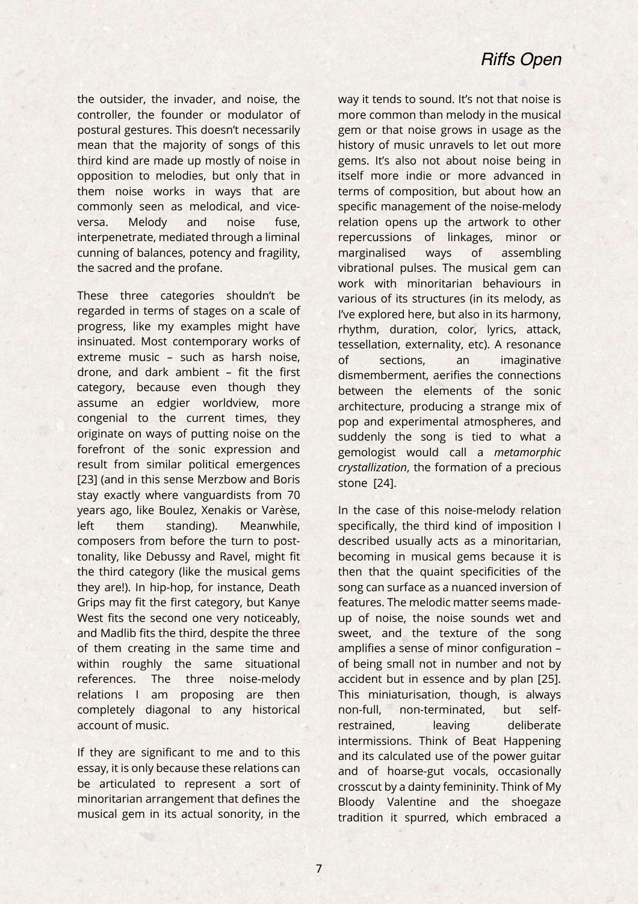the outsider, the invader, and noise, the controller, the founder or modulator of postural gestures. This doesn't necessarily mean that the majority of songs of this third kind are made up mostly of noise in opposition to melodies, but only that in them noise works in ways that are commonly seen as melodical, and vice-versa. Melody and noise fuse, interpenetrate, mediated through a liminal cunning of balances, potency and fragility, the sacred and the profane.

These three categories shouldn't be regarded in terms of stages on a scale of progress, like my examples might have insinuated. Most contemporary works of extreme music – such as harsh noise, drone, and dark ambient – fit the first category, because even though they assume an edgier worldview, more congenial to the current times, they originate on ways of putting noise on the forefront of the sonic expression and result from similar political emergences [23] (and in this sense Merzbow and Boris stay exactly where vanguardists from 70 years ago, like Boulez, Xenakis or Varèse, left them standing). Meanwhile, composers from before the turn to post-tonality, like Debussy and Ravel, might fit the third category (like the musical gems they are!). In hip-hop, for instance, Death Grips may fit the first category, but Kanye West fits the second one very noticeably, and Madlib fits the third, despite the three of them creating in the same time and within roughly the same situational references. The three noise-melody relations I am proposing are then completely diagonal to any historical account of music.

If they are significant to me and to this essay, it is only because these relations can be articulated to represent a sort of minoritarian arrangement that defines the musical gem in its actual sonority, in the way it tends to sound. It's not that noise is more common than melody in the musical gem or that noise grows in usage as the history of music unravels to let out more gems. It's also not about noise being in itself more indie or more advanced in terms of composition, but about how an specific management of the noise-melody relation opens up the artwork to other repercussions of linkages, minor or marginalised ways of assembling vibrational pulses. The musical gem can work with minoritarian behaviours in various of its structures (in its melody, as I've explored here, but also in its harmony, rhythm, duration, color, lyrics, attack, tessellation, externality, etc). A resonance of sections, an imaginative dismemberment, aerifies the connections between the elements of the sonic architecture, producing a strange mix of pop and experimental atmospheres, and suddenly the song is tied to what a gemologist would call a *metamorphic crystallization*, the formation of a precious stone [24].

In the case of this noise-melody relation specifically, the third kind of imposition I described usually acts as a minoritarian, becoming in musical gems because it is then that the quaint specificities of the song can surface as a nuanced inversion of features. The melodic matter seems made-up of noise, the noise sounds wet and sweet, and the texture of the song amplifies a sense of minor configuration – of being small not in number and not by accident but in essence and by plan [25]. This miniaturisation, though, is always non-full, non-terminated, but self-restrained, leaving deliberate intermissions. Think of Beat Happening and its calculated use of the power guitar and of hoarse-gut vocals, occasionally crosscut by a dainty femininity. Think of My Bloody Valentine and the shoegaze tradition it spurred, which embraced a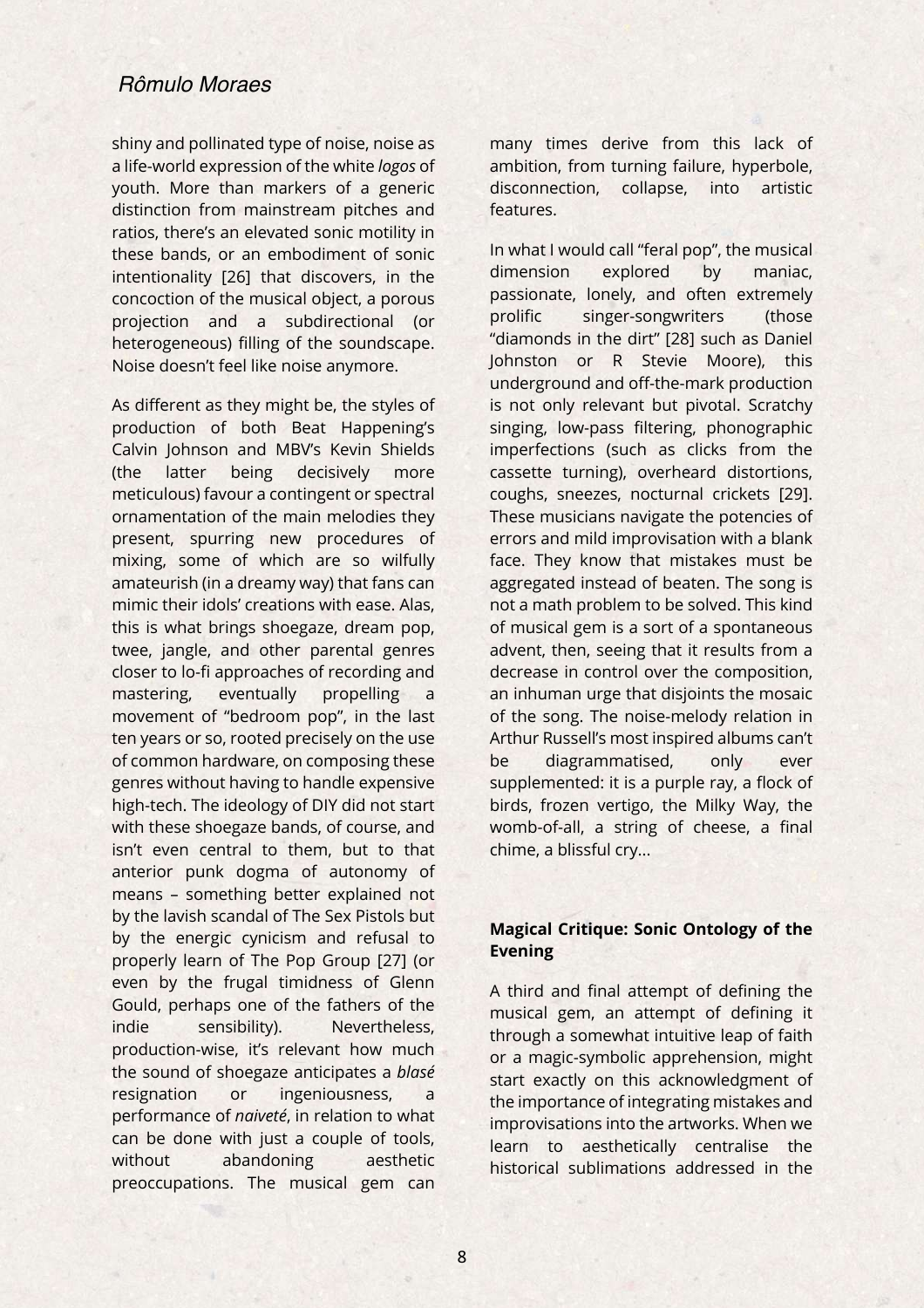shiny and pollinated type of noise, noise as a life-world expression of the white *logos* of youth. More than markers of a generic distinction from mainstream pitches and ratios, there's an elevated sonic motility in these bands, or an embodiment of sonic intentionality [26] that discovers, in the concoction of the musical object, a porous projection and a subdirectional (or heterogeneous) filling of the soundscape. Noise doesn't feel like noise anymore.

As different as they might be, the styles of production of both Beat Happening's Calvin Johnson and MBV's Kevin Shields (the latter being decisively more meticulous) favour a contingent or spectral ornamentation of the main melodies they present, spurring new procedures of mixing, some of which are so wilfully amateurish (in a dreamy way) that fans can mimic their idols' creations with ease. Alas, this is what brings shoegaze, dream pop, twee, jangle, and other parental genres closer to lo-fi approaches of recording and mastering, eventually propelling a movement of "bedroom pop", in the last ten years or so, rooted precisely on the use of common hardware, on composing these genres without having to handle expensive high-tech. The ideology of DIY did not start with these shoegaze bands, of course, and isn't even central to them, but to that anterior punk dogma of autonomy of means – something better explained not by the lavish scandal of The Sex Pistols but by the energic cynicism and refusal to properly learn of The Pop Group [27] (or even by the frugal timidness of Glenn Gould, perhaps one of the fathers of the indie sensibility). Nevertheless, production-wise, it's relevant how much the sound of shoegaze anticipates a *blasé* resignation or ingeniousness, a performance of *naiveté*, in relation to what can be done with just a couple of tools, without abandoning aesthetic preoccupations. The musical gem can many times derive from this lack of ambition, from turning failure, hyperbole, disconnection, collapse, into artistic features.

In what I would call "feral pop", the musical dimension explored by maniac, passionate, lonely, and often extremely prolific singer-songwriters (those "diamonds in the dirt" [28] such as Daniel Johnston or R Stevie Moore), this underground and off-the-mark production is not only relevant but pivotal. Scratchy singing, low-pass filtering, phonographic imperfections (such as clicks from the cassette turning), overheard distortions, coughs, sneezes, nocturnal crickets [29]. These musicians navigate the potencies of errors and mild improvisation with a blank face. They know that mistakes must be aggregated instead of beaten. The song is not a math problem to be solved. This kind of musical gem is a sort of a spontaneous advent, then, seeing that it results from a decrease in control over the composition, an inhuman urge that disjoints the mosaic of the song. The noise-melody relation in Arthur Russell's most inspired albums can't be diagrammatised, only ever supplemented: it is a purple ray, a flock of birds, frozen vertigo, the Milky Way, the womb-of-all, a string of cheese, a final chime, a blissful cry...

**Magical Critique: Sonic Ontology of the Evening**

A third and final attempt of defining the musical gem, an attempt of defining it through a somewhat intuitive leap of faith or a magic-symbolic apprehension, might start exactly on this acknowledgment of the importance of integrating mistakes and improvisations into the artworks. When we learn to aesthetically centralise the historical sublimations addressed in the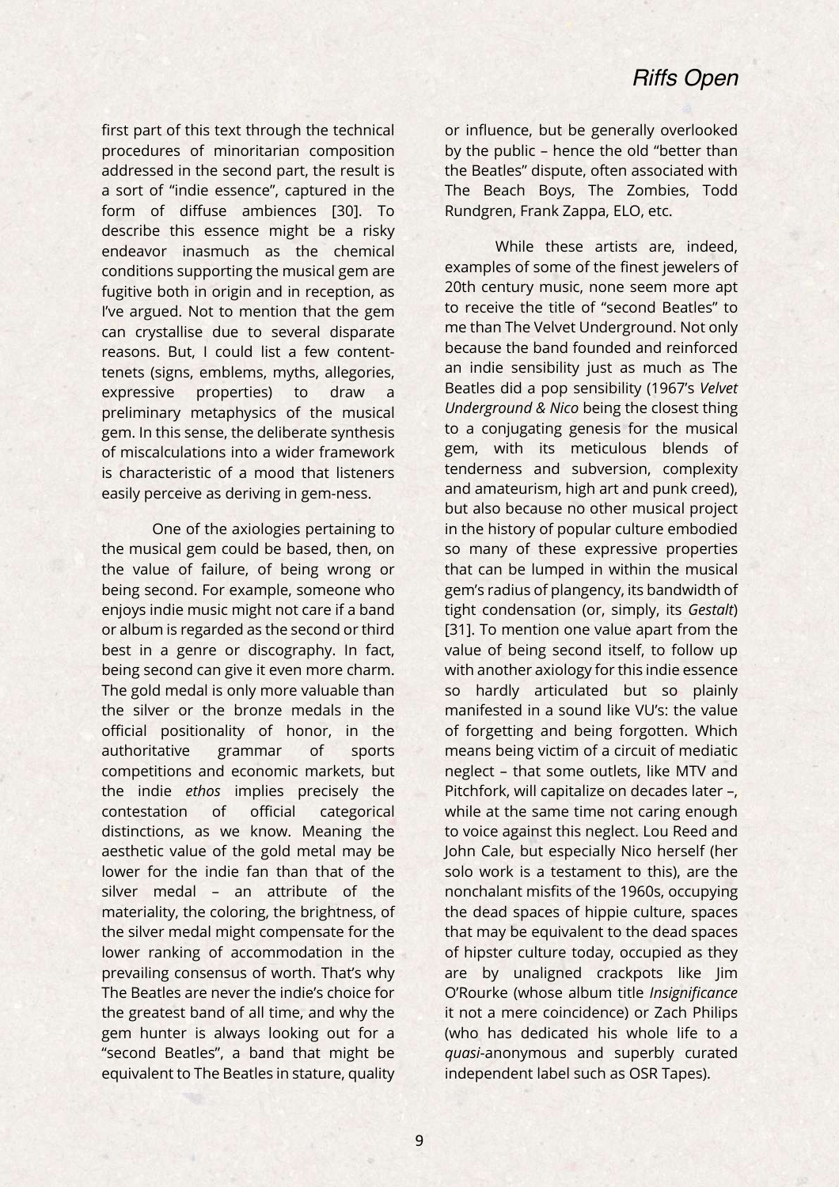first part of this text through the technical procedures of minoritarian composition addressed in the second part, the result is a sort of "indie essence", captured in the form of diffuse ambiences [30]. To describe this essence might be a risky endeavor inasmuch as the chemical conditions supporting the musical gem are fugitive both in origin and in reception, as I've argued. Not to mention that the gem can crystallise due to several disparate reasons. But, I could list a few content-tenets (signs, emblems, myths, allegories, expressive properties) to draw a preliminary metaphysics of the musical gem. In this sense, the deliberate synthesis of miscalculations into a wider framework is characteristic of a mood that listeners easily perceive as deriving in gem-ness.

One of the axiologies pertaining to the musical gem could be based, then, on the value of failure, of being wrong or being second. For example, someone who enjoys indie music might not care if a band or album is regarded as the second or third best in a genre or discography. In fact, being second can give it even more charm. The gold medal is only more valuable than the silver or the bronze medals in the official positionality of honor, in the authoritative grammar of sports competitions and economic markets, but the indie *ethos* implies precisely the contestation of official categorical distinctions, as we know. Meaning the aesthetic value of the gold metal may be lower for the indie fan than that of the silver medal – an attribute of the materiality, the coloring, the brightness, of the silver medal might compensate for the lower ranking of accommodation in the prevailing consensus of worth. That's why The Beatles are never the indie's choice for the greatest band of all time, and why the gem hunter is always looking out for a "second Beatles", a band that might be equivalent to The Beatles in stature, quality or influence, but be generally overlooked by the public – hence the old "better than the Beatles" dispute, often associated with The Beach Boys, The Zombies, Todd Rundgren, Frank Zappa, ELO, etc.

While these artists are, indeed, examples of some of the finest jewelers of 20th century music, none seem more apt to receive the title of "second Beatles" to me than The Velvet Underground. Not only because the band founded and reinforced an indie sensibility just as much as The Beatles did a pop sensibility (1967's *Velvet Underground & Nico* being the closest thing to a conjugating genesis for the musical gem, with its meticulous blends of tenderness and subversion, complexity and amateurism, high art and punk creed), but also because no other musical project in the history of popular culture embodied so many of these expressive properties that can be lumped in within the musical gem's radius of plangency, its bandwidth of tight condensation (or, simply, its *Gestalt*) [31]. To mention one value apart from the value of being second itself, to follow up with another axiology for this indie essence so hardly articulated but so plainly manifested in a sound like VU's: the value of forgetting and being forgotten. Which means being victim of a circuit of mediatic neglect – that some outlets, like MTV and Pitchfork, will capitalize on decades later –, while at the same time not caring enough to voice against this neglect. Lou Reed and John Cale, but especially Nico herself (her solo work is a testament to this), are the nonchalant misfits of the 1960s, occupying the dead spaces of hippie culture, spaces that may be equivalent to the dead spaces of hipster culture today, occupied as they are by unaligned crackpots like Jim O'Rourke (whose album title *Insignificance* it not a mere coincidence) or Zach Philips (who has dedicated his whole life to a *quasi*-anonymous and superbly curated independent label such as OSR Tapes).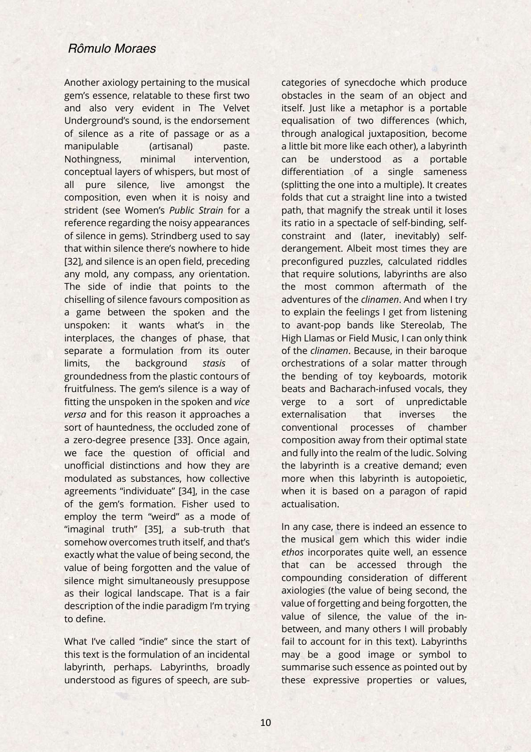Another axiology pertaining to the musical gem's essence, relatable to these first two and also very evident in The Velvet Underground's sound, is the endorsement of silence as a rite of passage or as a manipulable (artisanal) paste. Nothingness, minimal intervention, conceptual layers of whispers, but most of all pure silence, live amongst the composition, even when it is noisy and strident (see Women's *Public Strain* for a reference regarding the noisy appearances of silence in gems). Strindberg used to say that within silence there's nowhere to hide [32], and silence is an open field, preceding any mold, any compass, any orientation. The side of indie that points to the chiselling of silence favours composition as a game between the spoken and the unspoken: it wants what's in the interplaces, the changes of phase, that separate a formulation from its outer limits, the background *stasis* of groundedness from the plastic contours of fruitfulness. The gem's silence is a way of fitting the unspoken in the spoken and *vice versa* and for this reason it approaches a sort of hauntedness, the occluded zone of a zero-degree presence [33]. Once again, we face the question of official and unofficial distinctions and how they are modulated as substances, how collective agreements "individuate" [34], in the case of the gem's formation. Fisher used to employ the term "weird" as a mode of "imaginal truth" [35], a sub-truth that somehow overcomes truth itself, and that's exactly what the value of being second, the value of being forgotten and the value of silence might simultaneously presuppose as their logical landscape. That is a fair description of the indie paradigm I'm trying to define.

What I've called "indie" since the start of this text is the formulation of an incidental labyrinth, perhaps. Labyrinths, broadly understood as figures of speech, are sub-categories of synecdoche which produce obstacles in the seam of an object and itself. Just like a metaphor is a portable equalisation of two differences (which, through analogical juxtaposition, become a little bit more like each other), a labyrinth can be understood as a portable differentiation of a single sameness (splitting the one into a multiple). It creates folds that cut a straight line into a twisted path, that magnify the streak until it loses its ratio in a spectacle of self-binding, self-constraint and (later, inevitably) self-derangement. Albeit most times they are preconfigured puzzles, calculated riddles that require solutions, labyrinths are also the most common aftermath of the adventures of the *clinamen*. And when I try to explain the feelings I get from listening to avant-pop bands like Stereolab, The High Llamas or Field Music, I can only think of the *clinamen*. Because, in their baroque orchestrations of a solar matter through the bending of toy keyboards, motorik beats and Bacharach-infused vocals, they verge to a sort of unpredictable externalisation that inverses the conventional processes of chamber composition away from their optimal state and fully into the realm of the ludic. Solving the labyrinth is a creative demand; even more when this labyrinth is autopoietic, when it is based on a paragon of rapid actualisation.

In any case, there is indeed an essence to the musical gem which this wider indie *ethos* incorporates quite well, an essence that can be accessed through the compounding consideration of different axiologies (the value of being second, the value of forgetting and being forgotten, the value of silence, the value of the in-between, and many others I will probably fail to account for in this text). Labyrinths may be a good image or symbol to summarise such essence as pointed out by these expressive properties or values,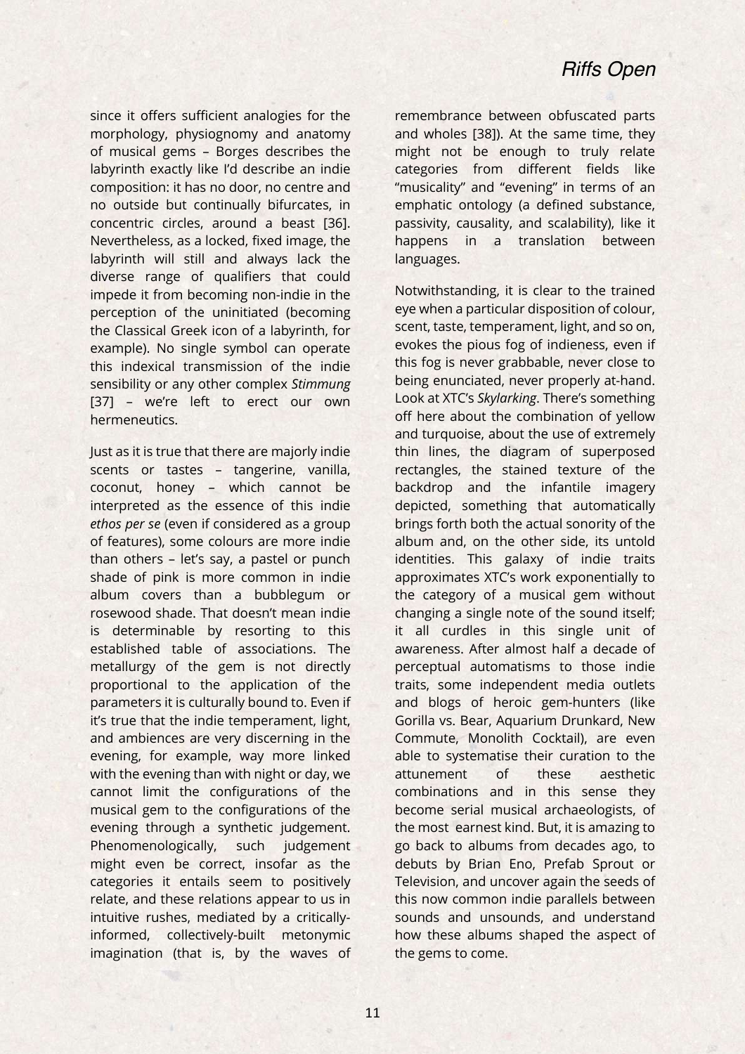since it offers sufficient analogies for the morphology, physiognomy and anatomy of musical gems – Borges describes the labyrinth exactly like I'd describe an indie composition: it has no door, no centre and no outside but continually bifurcates, in concentric circles, around a beast [36]. Nevertheless, as a locked, fixed image, the labyrinth will still and always lack the diverse range of qualifiers that could impede it from becoming non-indie in the perception of the uninitiated (becoming the Classical Greek icon of a labyrinth, for example). No single symbol can operate this indexical transmission of the indie sensibility or any other complex *Stimmung* [37] – we're left to erect our own hermeneutics.

Just as it is true that there are majorly indie scents or tastes – tangerine, vanilla, coconut, honey – which cannot be interpreted as the essence of this indie *ethos per se* (even if considered as a group of features), some colours are more indie than others – let's say, a pastel or punch shade of pink is more common in indie album covers than a bubblegum or rosewood shade. That doesn't mean indie is determinable by resorting to this established table of associations. The metallurgy of the gem is not directly proportional to the application of the parameters it is culturally bound to. Even if it's true that the indie temperament, light, and ambiences are very discerning in the evening, for example, way more linked with the evening than with night or day, we cannot limit the configurations of the musical gem to the configurations of the evening through a synthetic judgement. Phenomenologically, such judgement might even be correct, insofar as the categories it entails seem to positively relate, and these relations appear to us in intuitive rushes, mediated by a critically-informed, collectively-built metonymic imagination (that is, by the waves of remembrance between obfuscated parts and wholes [38]). At the same time, they might not be enough to truly relate categories from different fields like "musicality" and "evening" in terms of an emphatic ontology (a defined substance, passivity, causality, and scalability), like it happens in a translation between languages.

Notwithstanding, it is clear to the trained eye when a particular disposition of colour, scent, taste, temperament, light, and so on, evokes the pious fog of indieness, even if this fog is never grabbable, never close to being enunciated, never properly at-hand. Look at XTC's *Skylarking*. There's something off here about the combination of yellow and turquoise, about the use of extremely thin lines, the diagram of superposed rectangles, the stained texture of the backdrop and the infantile imagery depicted, something that automatically brings forth both the actual sonority of the album and, on the other side, its untold identities. This galaxy of indie traits approximates XTC's work exponentially to the category of a musical gem without changing a single note of the sound itself; it all curdles in this single unit of awareness. After almost half a decade of perceptual automatisms to those indie traits, some independent media outlets and blogs of heroic gem-hunters (like Gorilla vs. Bear, Aquarium Drunkard, New Commute, Monolith Cocktail), are even able to systematise their curation to the attunement of these aesthetic combinations and in this sense they become serial musical archaeologists, of the most earnest kind. But, it is amazing to go back to albums from decades ago, to debuts by Brian Eno, Prefab Sprout or Television, and uncover again the seeds of this now common indie parallels between sounds and unsounds, and understand how these albums shaped the aspect of the gems to come.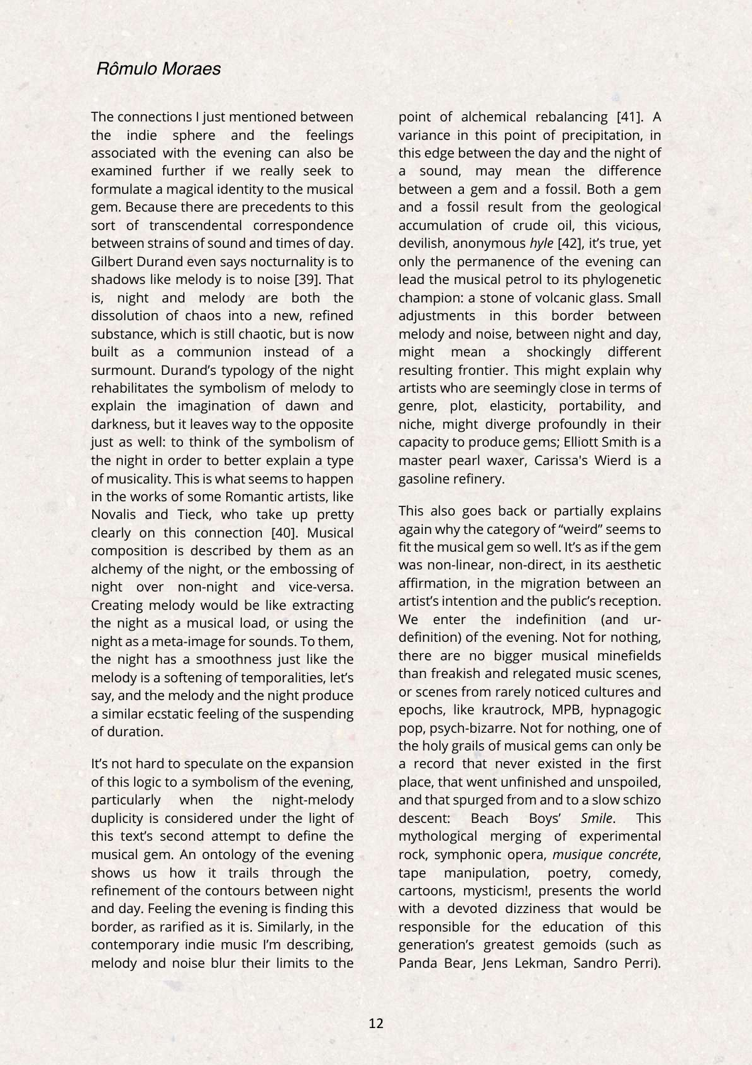The connections I just mentioned between the indie sphere and the feelings associated with the evening can also be examined further if we really seek to formulate a magical identity to the musical gem. Because there are precedents to this sort of transcendental correspondence between strains of sound and times of day. Gilbert Durand even says nocturnality is to shadows like melody is to noise [39]. That is, night and melody are both the dissolution of chaos into a new, refined substance, which is still chaotic, but is now built as a communion instead of a surmount. Durand's typology of the night rehabilitates the symbolism of melody to explain the imagination of dawn and darkness, but it leaves way to the opposite just as well: to think of the symbolism of the night in order to better explain a type of musicality. This is what seems to happen in the works of some Romantic artists, like Novalis and Tieck, who take up pretty clearly on this connection [40]. Musical composition is described by them as an alchemy of the night, or the embossing of night over non-night and vice-versa. Creating melody would be like extracting the night as a musical load, or using the night as a meta-image for sounds. To them, the night has a smoothness just like the melody is a softening of temporalities, let's say, and the melody and the night produce a similar ecstatic feeling of the suspending of duration.

It's not hard to speculate on the expansion of this logic to a symbolism of the evening, particularly when the night-melody duplicity is considered under the light of this text's second attempt to define the musical gem. An ontology of the evening shows us how it trails through the refinement of the contours between night and day. Feeling the evening is finding this border, as rarified as it is. Similarly, in the contemporary indie music I'm describing, melody and noise blur their limits to the point of alchemical rebalancing [41]. A variance in this point of precipitation, in this edge between the day and the night of a sound, may mean the difference between a gem and a fossil. Both a gem and a fossil result from the geological accumulation of crude oil, this vicious, devilish, anonymous *hyle* [42], it's true, yet only the permanence of the evening can lead the musical petrol to its phylogenetic champion: a stone of volcanic glass. Small adjustments in this border between melody and noise, between night and day, might mean a shockingly different resulting frontier. This might explain why artists who are seemingly close in terms of genre, plot, elasticity, portability, and niche, might diverge profoundly in their capacity to produce gems; Elliott Smith is a master pearl waxer, Carissa's Wierd is a gasoline refinery.

This also goes back or partially explains again why the category of "weird" seems to fit the musical gem so well. It's as if the gem was non-linear, non-direct, in its aesthetic affirmation, in the migration between an artist's intention and the public's reception. We enter the indefinition (and ur-definition) of the evening. Not for nothing, there are no bigger musical minefields than freakish and relegated music scenes, or scenes from rarely noticed cultures and epochs, like krautrock, MPB, hypnagogic pop, psych-bizarre. Not for nothing, one of the holy grails of musical gems can only be a record that never existed in the first place, that went unfinished and unspoiled, and that spurged from and to a slow schizo descent: Beach Boys' *Smile*. This mythological merging of experimental rock, symphonic opera, *musique concréte*, tape manipulation, poetry, comedy, cartoons, mysticism!, presents the world with a devoted dizziness that would be responsible for the education of this generation's greatest gemoids (such as Panda Bear, Jens Lekman, Sandro Perri).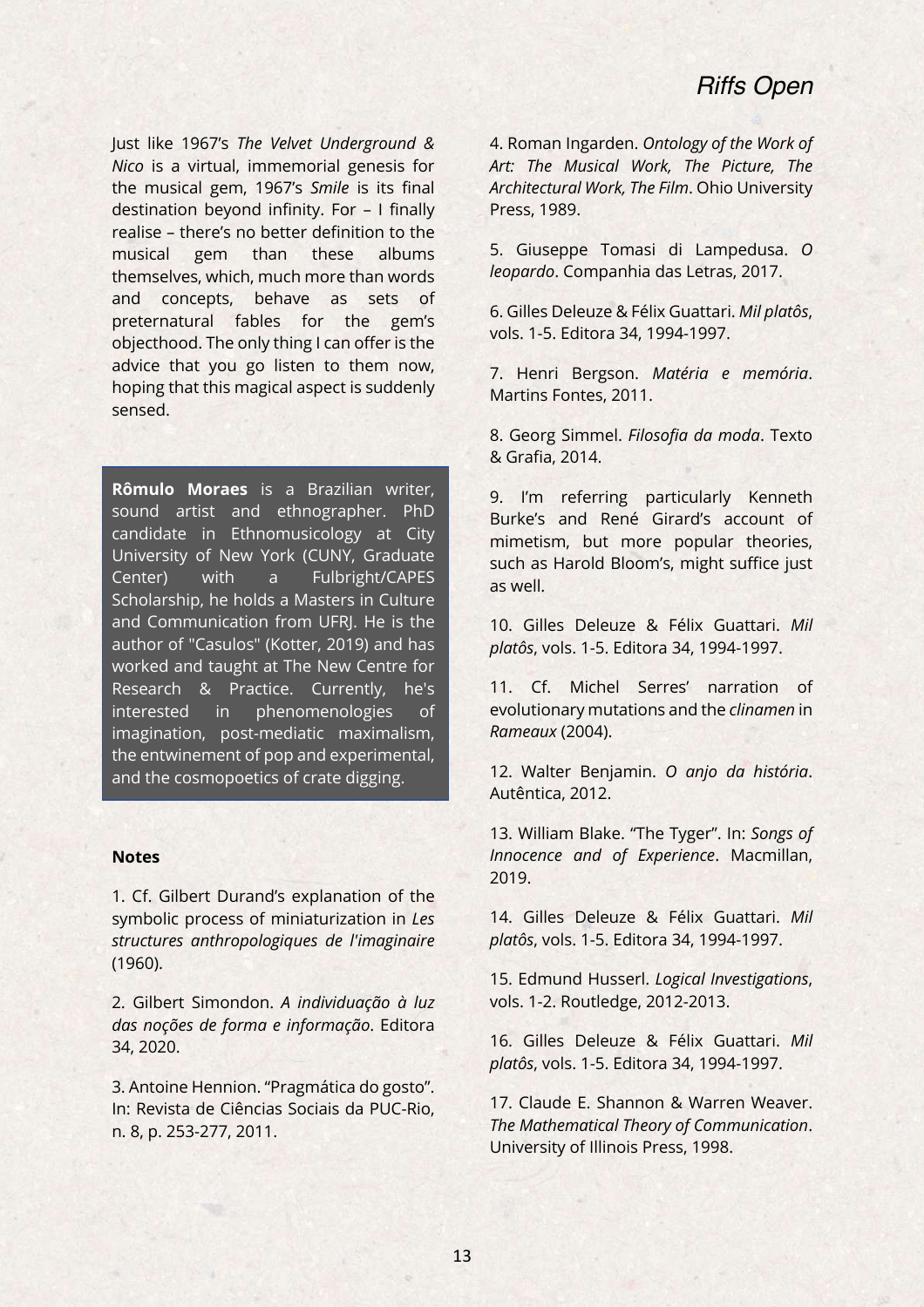Just like 1967's *The Velvet Underground & Nico* is a virtual, immemorial genesis for the musical gem, 1967's *Smile* is its final destination beyond infinity. For – I finally realise – there's no better definition to the musical gem than these albums themselves, which, much more than words and concepts, behave as sets of preternatural fables for the gem's objecthood. The only thing I can offer is the advice that you go listen to them now, hoping that this magical aspect is suddenly sensed.

**Rômulo Moraes** is a Brazilian writer, sound artist and ethnographer. PhD candidate in Ethnomusicology at City University of New York (CUNY, Graduate Center) with a Fulbright/CAPES Scholarship, he holds a Masters in Culture and Communication from UFRJ. He is the author of "Casulos" (Kotter, 2019) and has worked and taught at The New Centre for Research & Practice. Currently, he's interested in phenomenologies of imagination, post-mediatic maximalism, the entwinement of pop and experimental, and the cosmopoetics of crate digging.

**Notes**

1. Cf. Gilbert Durand's explanation of the symbolic process of miniaturization in *Les structures anthropologiques de l'imaginaire* (1960).

2. Gilbert Simondon. *A individuação à luz das noções de forma e informação*. Editora 34, 2020.

3. Antoine Hennion. "Pragmática do gosto". In: Revista de Ciências Sociais da PUC-Rio, n. 8, p. 253-277, 2011.

4. Roman Ingarden. *Ontology of the Work of Art: The Musical Work, The Picture, The Architectural Work, The Film*. Ohio University Press, 1989.

5. Giuseppe Tomasi di Lampedusa. *O leopardo*. Companhia das Letras, 2017.

6. Gilles Deleuze & Félix Guattari. *Mil platôs*, vols. 1-5. Editora 34, 1994-1997.

7. Henri Bergson. *Matéria e memória*. Martins Fontes, 2011.

8. Georg Simmel. *Filosofia da moda*. Texto & Grafia, 2014.

9. I'm referring particularly Kenneth Burke's and René Girard's account of mimetism, but more popular theories, such as Harold Bloom's, might suffice just as well.

10. Gilles Deleuze & Félix Guattari. *Mil platôs*, vols. 1-5. Editora 34, 1994-1997.

11. Cf. Michel Serres' narration of evolutionary mutations and the *clinamen* in *Rameaux* (2004).

12. Walter Benjamin. *O anjo da história*. Autêntica, 2012.

13. William Blake. "The Tyger". In: *Songs of Innocence and of Experience*. Macmillan, 2019.

14. Gilles Deleuze & Félix Guattari. *Mil platôs*, vols. 1-5. Editora 34, 1994-1997.

15. Edmund Husserl. *Logical Investigations*, vols. 1-2. Routledge, 2012-2013.

16. Gilles Deleuze & Félix Guattari. *Mil platôs*, vols. 1-5. Editora 34, 1994-1997.

17. Claude E. Shannon & Warren Weaver. *The Mathematical Theory of Communication*. University of Illinois Press, 1998.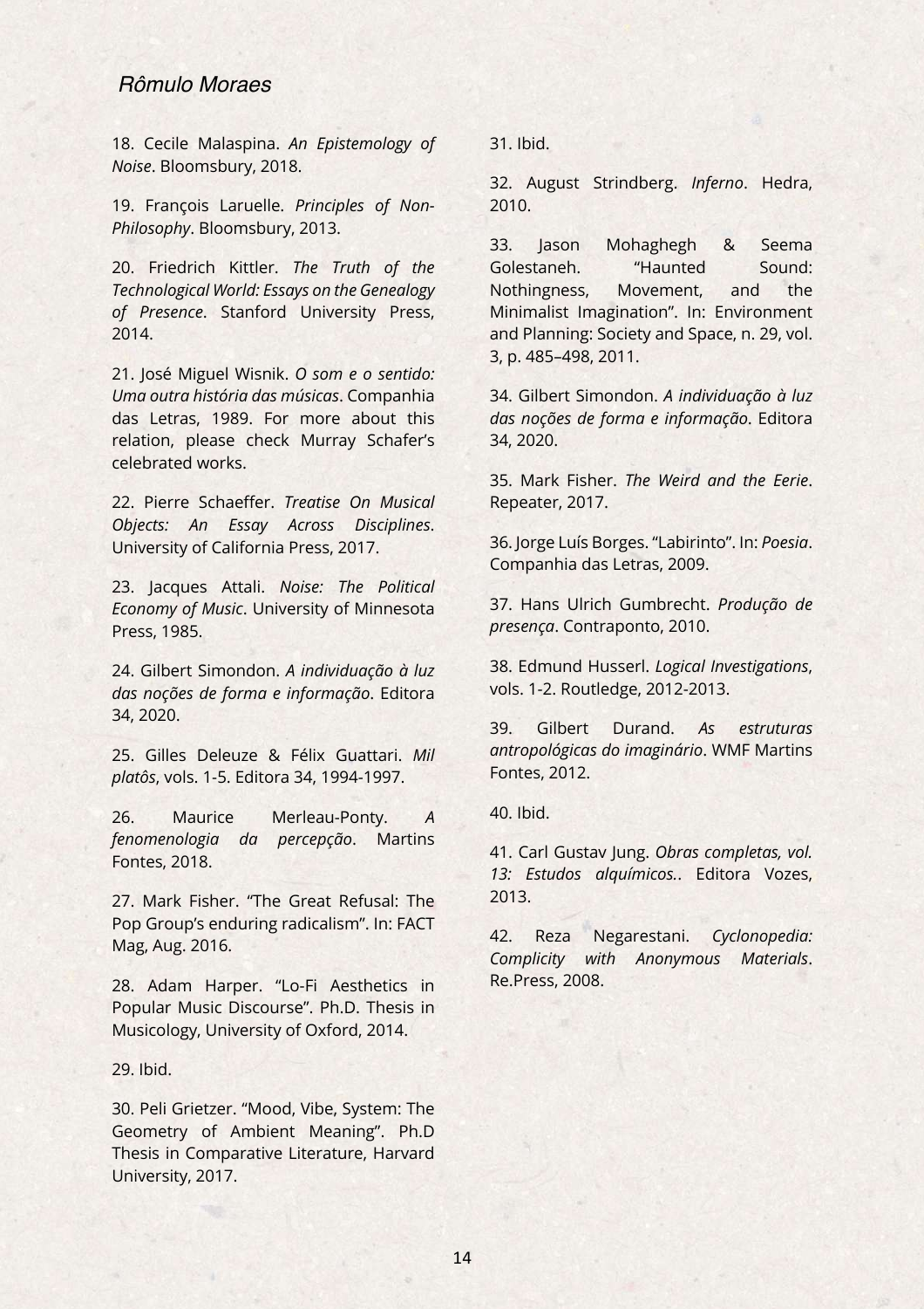18. Cecile Malaspina. *An Epistemology of Noise*. Bloomsbury, 2018.

19. François Laruelle. *Principles of Non-Philosophy*. Bloomsbury, 2013.

20. Friedrich Kittler. *The Truth of the Technological World: Essays on the Genealogy of Presence*. Stanford University Press, 2014.

21. José Miguel Wisnik. *O som e o sentido: Uma outra história das músicas*. Companhia das Letras, 1989. For more about this relation, please check Murray Schafer's celebrated works.

22. Pierre Schaeffer. *Treatise On Musical Objects: An Essay Across Disciplines*. University of California Press, 2017.

23. Jacques Attali. *Noise: The Political Economy of Music*. University of Minnesota Press, 1985.

24. Gilbert Simondon. *A individuação à luz das noções de forma e informação*. Editora 34, 2020.

25. Gilles Deleuze & Félix Guattari. *Mil platôs*, vols. 1-5. Editora 34, 1994-1997.

26. Maurice Merleau-Ponty. *A fenomenologia da percepção*. Martins Fontes, 2018.

27. Mark Fisher. "The Great Refusal: The Pop Group's enduring radicalism". In: FACT Mag, Aug. 2016.

28. Adam Harper. "Lo-Fi Aesthetics in Popular Music Discourse". Ph.D. Thesis in Musicology, University of Oxford, 2014.

29. Ibid.

30. Peli Grietzer. "Mood, Vibe, System: The Geometry of Ambient Meaning". Ph.D Thesis in Comparative Literature, Harvard University, 2017.

31. Ibid.

32. August Strindberg. *Inferno*. Hedra, 2010.

33. Jason Mohaghegh & Seema Golestaneh. "Haunted Sound: Nothingness, Movement, and the Minimalist Imagination". In: Environment and Planning: Society and Space, n. 29, vol. 3, p. 485–498, 2011.

34. Gilbert Simondon. *A individuação à luz das noções de forma e informação*. Editora 34, 2020.

35. Mark Fisher. *The Weird and the Eerie*. Repeater, 2017.

36. Jorge Luís Borges. "Labirinto". In: *Poesia*. Companhia das Letras, 2009.

37. Hans Ulrich Gumbrecht. *Produção de presença*. Contraponto, 2010.

38. Edmund Husserl. *Logical Investigations*, vols. 1-2. Routledge, 2012-2013.

39. Gilbert Durand. *As estruturas antropológicas do imaginário*. WMF Martins Fontes, 2012.

40. Ibid.

41. Carl Gustav Jung. *Obras completas, vol. 13: Estudos alquímicos.*. Editora Vozes, 2013.

42. Reza Negarestani. *Cyclonopedia: Complicity with Anonymous Materials*. Re.Press, 2008.